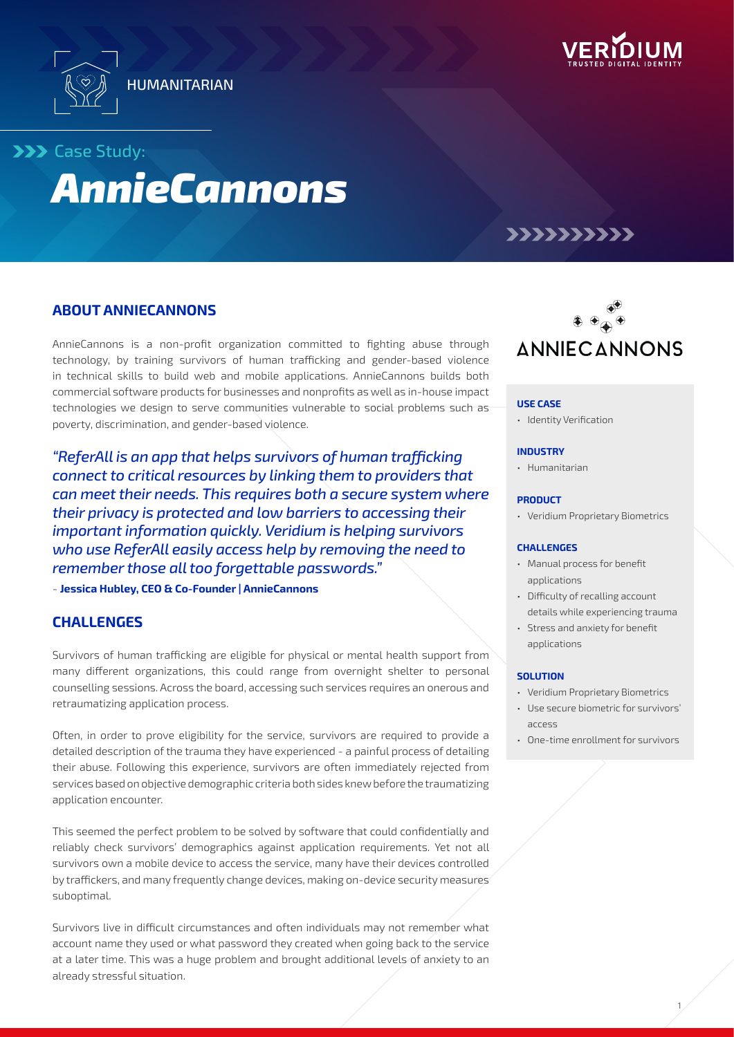HUMANITARIAN

Case Study:

# AnnieCannons

## ABOUT ANNIECANNONS

AnnieCannons is a non-profit organization committed to fighting abuse through technology, by training survivors of human trafficking and gender-based violence in technical skills to build web and mobile applications. AnnieCannons builds both commercial software products for businesses and nonprofits as well as in-house impact technologies we design to serve communities vulnerable to social problems such as poverty, discrimination, and gender-based violence.

*"ReferAll is an app that helps survivors of human trafficking connect to critical resources by linking them to providers that can meet their needs. This requires both a secure system where their privacy is protected and low barriers to accessing their important information quickly. Veridium is helping survivors who use ReferAll easily access help by removing the need to remember those all too forgettable passwords."*

- **Jessica Hubley, CEO & Co-Founder | AnnieCannons**

## CHALLENGES

Survivors of human trafficking are eligible for physical or mental health support from many different organizations, this could range from overnight shelter to personal counselling sessions. Across the board, accessing such services requires an onerous and retraumatizing application process.

Often, in order to prove eligibility for the service, survivors are required to provide a detailed description of the trauma they have experienced - a painful process of detailing their abuse. Following this experience, survivors are often immediately rejected from services based on objective demographic criteria both sides knew before the traumatizing application encounter.

This seemed the perfect problem to be solved by software that could confidentially and reliably check survivors' demographics against application requirements. Yet not all survivors own a mobile device to access the service, many have their devices controlled by traffickers, and many frequently change devices, making on-device security measures suboptimal.

Survivors live in difficult circumstances and often individuals may not remember what account name they used or what password they created when going back to the service at a later time. This was a huge problem and brought additional levels of anxiety to an already stressful situation.

**USE CASE**

- Identity Verification

**INDUSTRY**

- Humanitarian

**PRODUCT**

- Veridium Proprietary Biometrics

**CHALLENGES**

- Manual process for benefit applications
- Difficulty of recalling account details while experiencing trauma
- Stress and anxiety for benefit applications

**SOLUTION**

- Veridium Proprietary Biometrics
- Use secure biometric for survivors' access
- One-time enrollment for survivors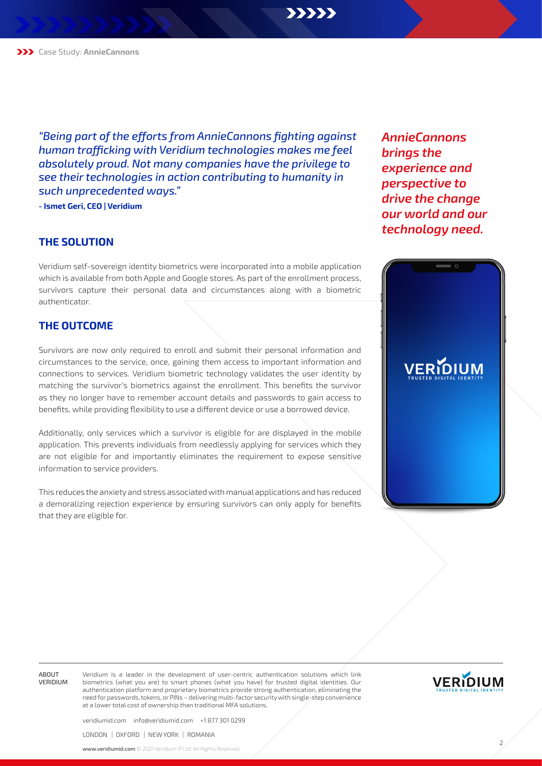*"Being part of the efforts from AnnieCannons fighting against human trafficking with Veridium technologies makes me feel absolutely proud. Not many companies have the privilege to see their technologies in action contributing to humanity in such unprecedented ways."*

**- Ismet Geri, CEO | Veridium**

*AnnieCannons brings the experience and perspective to drive the change our world and our technology need.*

## THE SOLUTION

Veridium self-sovereign identity biometrics were incorporated into a mobile application which is available from both Apple and Google stores. As part of the enrollment process, survivors capture their personal data and circumstances along with a biometric authenticator.

## THE OUTCOME

Survivors are now only required to enroll and submit their personal information and circumstances to the service, once, gaining them access to important information and connections to services. Veridium biometric technology validates the user identity by matching the survivor's biometrics against the enrollment. This benefits the survivor as they no longer have to remember account details and passwords to gain access to benefits, while providing flexibility to use a different device or use a borrowed device.

Additionally, only services which a survivor is eligible for are displayed in the mobile application. This prevents individuals from needlessly applying for services which they are not eligible for and importantly eliminates the requirement to expose sensitive information to service providers.

This reduces the anxiety and stress associated with manual applications and has reduced a demoralizing rejection experience by ensuring survivors can only apply for benefits that they are eligible for.

---

ABOUT VERIDIUM

Veridium is a leader in the development of user-centric authentication solutions which link biometrics (what you are) to smart phones (what you have) for trusted digital identities. Our authentication platform and proprietary biometrics provide strong authentication, eliminating the need for passwords, tokens, or PINs – delivering multi-factor security with single-step convenience at a lower total cost of ownership than traditional MFA solutions.

veridiumid.com   info@veridiumid.com   +1 877 301 0299

LONDON | OXFORD | NEW YORK | ROMANIA

www.veridiumid.com © 2021 Veridium IP Ltd. All Rights Reserved.